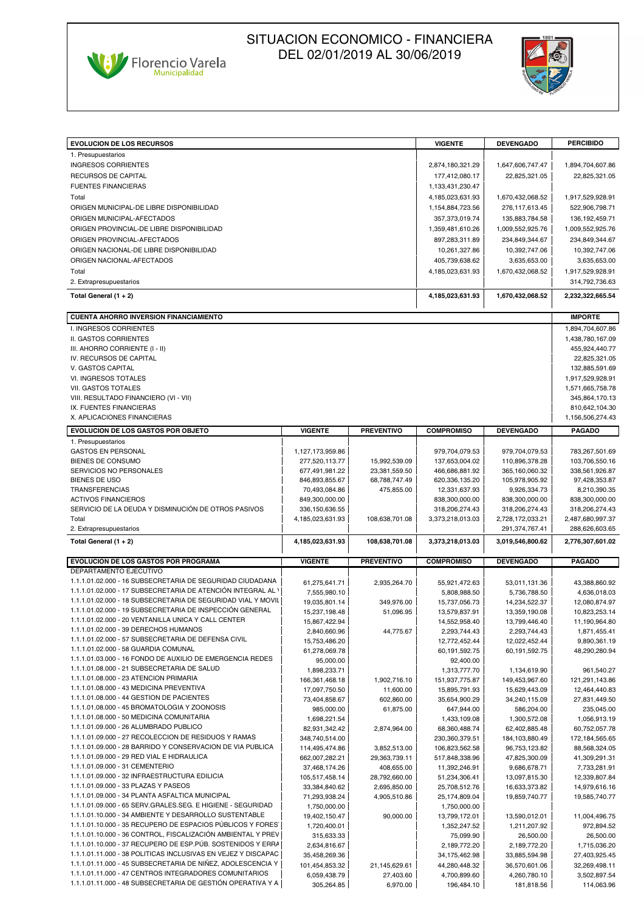Florencio Varela Municipalidad

# SITUACION ECONOMICO - FINANCIERA DEL 02/01/2019 AL 30/06/2019

| EVOLUCION DE LOS RECURSOS | VIGENTE | DEVENGADO | PERCIBIDO |
|---|---|---|---|
| 1. Presupuestarios | | | |
| INGRESOS CORRIENTES | 2,874,180,321.29 | 1,647,606,747.47 | 1,894,704,607.86 |
| RECURSOS DE CAPITAL | 177,412,080.17 | 22,825,321.05 | 22,825,321.05 |
| FUENTES FINANCIERAS | 1,133,431,230.47 | | |
| Total | 4,185,023,631.93 | 1,670,432,068.52 | 1,917,529,928.91 |
| ORIGEN MUNICIPAL-DE LIBRE DISPONIBILIDAD | 1,154,884,723.56 | 276,117,613.45 | 522,906,798.71 |
| ORIGEN MUNICIPAL-AFECTADOS | 357,373,019.74 | 135,883,784.58 | 136,192,459.71 |
| ORIGEN PROVINCIAL-DE LIBRE DISPONIBILIDAD | 1,359,481,610.26 | 1,009,552,925.76 | 1,009,552,925.76 |
| ORIGEN PROVINCIAL-AFECTADOS | 897,283,311.89 | 234,849,344.67 | 234,849,344.67 |
| ORIGEN NACIONAL-DE LIBRE DISPONIBILIDAD | 10,261,327.86 | 10,392,747.06 | 10,392,747.06 |
| ORIGEN NACIONAL-AFECTADOS | 405,739,638.62 | 3,635,653.00 | 3,635,653.00 |
| Total | 4,185,023,631.93 | 1,670,432,068.52 | 1,917,529,928.91 |
| 2. Extrapresupuestarios | | | 314,792,736.63 |
| **Total General (1 + 2)** | **4,185,023,631.93** | **1,670,432,068.52** | **2,232,322,665.54** |

| CUENTA AHORRO INVERSION FINANCIAMIENTO | IMPORTE |
|---|---|
| I. INGRESOS CORRIENTES | 1,894,704,607.86 |
| II. GASTOS CORRIENTES | 1,438,780,167.09 |
| III. AHORRO CORRIENTE (I - II) | 455,924,440.77 |
| IV. RECURSOS DE CAPITAL | 22,825,321.05 |
| V. GASTOS CAPITAL | 132,885,591.69 |
| VI. INGRESOS TOTALES | 1,917,529,928.91 |
| VII. GASTOS TOTALES | 1,571,665,758.78 |
| VIII. RESULTADO FINANCIERO (VI - VII) | 345,864,170.13 |
| IX. FUENTES FINANCIERAS | 810,642,104.30 |
| X. APLICACIONES FINANCIERAS | 1,156,506,274.43 |

| EVOLUCION DE LOS GASTOS POR OBJETO | VIGENTE | PREVENTIVO | COMPROMISO | DEVENGADO | PAGADO |
|---|---|---|---|---|---|
| 1. Presupuestarios | | | | | |
| GASTOS EN PERSONAL | 1,127,173,959.86 | | 979,704,079.53 | 979,704,079.53 | 783,267,501.69 |
| BIENES DE CONSUMO | 277,520,113.77 | 15,992,539.09 | 137,653,004.02 | 110,896,378.28 | 103,706,550.16 |
| SERVICIOS NO PERSONALES | 677,491,981.22 | 23,381,559.50 | 466,686,881.92 | 365,160,060.32 | 338,561,926.87 |
| BIENES DE USO | 846,893,855.67 | 68,788,747.49 | 620,336,135.20 | 105,978,905.92 | 97,428,353.87 |
| TRANSFERENCIAS | 70,493,084.86 | 475,855.00 | 12,331,637.93 | 9,926,334.73 | 8,210,390.35 |
| ACTIVOS FINANCIEROS | 849,300,000.00 | | 838,300,000.00 | 838,300,000.00 | 838,300,000.00 |
| SERVICIO DE LA DEUDA Y DISMINUCIÓN DE OTROS PASIVOS | 336,150,636.55 | | 318,206,274.43 | 318,206,274.43 | 318,206,274.43 |
| Total | 4,185,023,631.93 | 108,638,701.08 | 3,373,218,013.03 | 2,728,172,033.21 | 2,487,680,997.37 |
| 2. Extrapresupuestarios | | | | 291,374,767.41 | 288,626,603.65 |
| **Total General (1 + 2)** | **4,185,023,631.93** | **108,638,701.08** | **3,373,218,013.03** | **3,019,546,800.62** | **2,776,307,601.02** |

| EVOLUCION DE LOS GASTOS POR PROGRAMA | VIGENTE | PREVENTIVO | COMPROMISO | DEVENGADO | PAGADO |
|---|---|---|---|---|---|
| DEPARTAMENTO EJECUTIVO | | | | | |
| 1.1.1.01.02.000 - 16 SUBSECRETARIA DE SEGURIDAD CIUDADANA | 61,275,641.71 | 2,935,264.70 | 55,921,472.63 | 53,011,131.36 | 43,388,860.92 |
| 1.1.1.01.02.000 - 17 SUBSECRETARIA DE ATENCIÓN INTEGRAL AL | 7,555,980.10 | | 5,808,988.50 | 5,736,788.50 | 4,636,018.03 |
| 1.1.1.01.02.000 - 18 SUBSECRETARIA DE SEGURIDAD VIAL Y MOVIL | 19,035,801.14 | 349,976.00 | 15,737,056.73 | 14,234,522.37 | 12,080,874.97 |
| 1.1.1.01.02.000 - 19 SUBSECRETARIA DE INSPECCIÓN GENERAL | 15,237,198.48 | 51,096.95 | 13,579,837.91 | 13,359,190.08 | 10,823,253.14 |
| 1.1.1.01.02.000 - 20 VENTANILLA UNICA Y CALL CENTER | 15,867,422.94 | | 14,552,958.40 | 13,799,446.40 | 11,190,964.80 |
| 1.1.1.01.02.000 - 39 DERECHOS HUMANOS | 2,840,660.96 | 44,775.67 | 2,293,744.43 | 2,293,744.43 | 1,871,455.41 |
| 1.1.1.01.02.000 - 57 SUBSECRETARIA DE DEFENSA CIVIL | 15,753,486.20 | | 12,772,452.44 | 12,022,452.44 | 9,890,361.19 |
| 1.1.1.01.02.000 - 58 GUARDIA COMUNAL | 61,278,069.78 | | 60,191,592.75 | 60,191,592.75 | 48,290,280.94 |
| 1.1.1.01.03.000 - 16 FONDO DE AUXILIO DE EMERGENCIA REDES | 95,000.00 | | 92,400.00 | | |
| 1.1.1.01.08.000 - 21 SUBSECRETARIA DE SALUD | 1,898,233.71 | | 1,313,777.70 | 1,134,619.90 | 961,540.27 |
| 1.1.1.01.08.000 - 23 ATENCION PRIMARIA | 166,361,468.18 | 1,902,716.10 | 151,937,775.87 | 149,453,967.60 | 121,291,143.86 |
| 1.1.1.01.08.000 - 43 MEDICINA PREVENTIVA | 17,097,750.50 | 11,600.00 | 15,895,791.93 | 15,629,443.09 | 12,464,440.83 |
| 1.1.1.01.08.000 - 44 GESTION DE PACIENTES | 73,404,858.67 | 602,860.00 | 35,654,900.29 | 34,240,115.09 | 27,831,449.50 |
| 1.1.1.01.08.000 - 45 BROMATOLOGIA Y ZOONOSIS | 985,000.00 | 61,875.00 | 647,944.00 | 586,204.00 | 235,045.00 |
| 1.1.1.01.08.000 - 50 MEDICINA COMUNITARIA | 1,698,221.54 | | 1,433,109.08 | 1,300,572.08 | 1,056,913.19 |
| 1.1.1.01.09.000 - 26 ALUMBRADO PUBLICO | 82,931,342.42 | 2,874,964.00 | 68,360,488.74 | 62,402,885.48 | 60,752,057.78 |
| 1.1.1.01.09.000 - 27 RECOLECCION DE RESIDUOS Y RAMAS | 348,740,514.00 | | 230,360,379.51 | 184,103,880.49 | 172,184,565.65 |
| 1.1.1.01.09.000 - 28 BARRIDO Y CONSERVACION DE VIA PUBLICA | 114,495,474.86 | 3,852,513.00 | 106,823,562.58 | 96,753,123.82 | 88,568,324.05 |
| 1.1.1.01.09.000 - 29 RED VIAL E HIDRAULICA | 662,007,282.21 | 29,363,739.11 | 517,848,338.96 | 47,825,300.09 | 41,309,291.31 |
| 1.1.1.01.09.000 - 31 CEMENTERIO | 37,468,174.26 | 408,655.00 | 11,392,246.91 | 9,686,678.71 | 7,733,281.91 |
| 1.1.1.01.09.000 - 32 INFRAESTRUCTURA EDILICIA | 105,517,458.14 | 28,792,660.00 | 51,234,306.41 | 13,097,815.30 | 12,339,807.84 |
| 1.1.1.01.09.000 - 33 PLAZAS Y PASEOS | 33,384,840.62 | 2,695,850.00 | 25,708,512.76 | 16,633,373.82 | 14,979,616.16 |
| 1.1.1.01.09.000 - 34 PLANTA ASFALTICA MUNICIPAL | 71,293,938.24 | 4,905,510.86 | 25,174,809.04 | 19,859,740.77 | 19,585,740.77 |
| 1.1.1.01.09.000 - 65 SERV.GRALES.SEG. E HIGIENE - SEGURIDAD | 1,750,000.00 | | 1,750,000.00 | | |
| 1.1.1.01.10.000 - 34 AMBIENTE Y DESARROLLO SUSTENTABLE | 19,402,150.47 | 90,000.00 | 13,799,172.01 | 13,590,012.01 | 11,004,496.75 |
| 1.1.1.01.10.000 - 35 RECUPERO DE ESPACIOS PÚBLICOS Y FOREST | 1,720,400.01 | | 1,352,247.52 | 1,211,207.92 | 972,894.52 |
| 1.1.1.01.10.000 - 36 CONTROL, FISCALIZACIÓN AMBIENTAL Y PREV | 315,633.33 | | 75,099.90 | 26,500.00 | 26,500.00 |
| 1.1.1.01.10.000 - 37 RECUPERO DE ESP.PÚB. SOSTENIDOS Y ERRA | 2,634,816.67 | | 2,189,772.20 | 2,189,772.20 | 1,715,036.20 |
| 1.1.1.01.11.000 - 38 POLITICAS INCLUSIVAS EN VEJEZ Y DISCAPAC | 35,458,269.36 | | 34,175,462.98 | 33,885,594.98 | 27,403,925.45 |
| 1.1.1.01.11.000 - 45 SUBSECRETARIA DE NIÑEZ, ADOLESCENCIA Y | 101,454,853.32 | 21,145,629.61 | 44,280,448.32 | 36,570,601.06 | 32,269,498.11 |
| 1.1.1.01.11.000 - 47 CENTROS INTEGRADORES COMUNITARIOS | 6,059,438.79 | 27,403.60 | 4,700,899.60 | 4,260,780.10 | 3,502,897.54 |
| 1.1.1.01.11.000 - 48 SUBSECRETARIA DE GESTIÓN OPERATIVA Y A | 305,264.85 | 6,970.00 | 196,484.10 | 181,818.56 | 114,063.96 |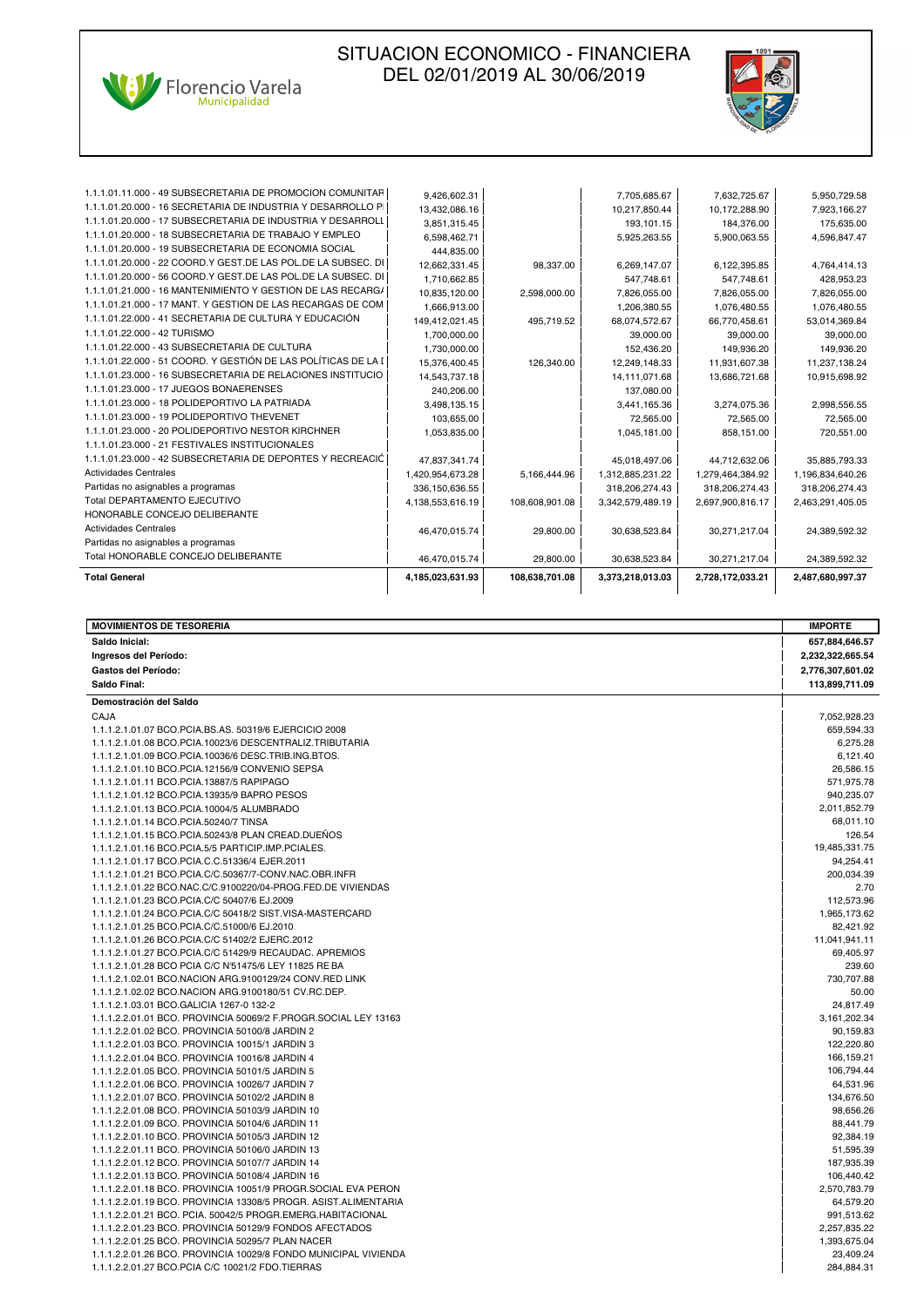| | | | | | |
|---|---|---|---|---|---|
| 1.1.1.01.11.000 - 49 SUBSECRETARIA DE PROMOCION COMUNITAR | 9,426,602.31 | | 7,705,685.67 | 7,632,725.67 | 5,950,729.58 |
| 1.1.1.01.20.000 - 16 SECRETARIA DE INDUSTRIA Y DESARROLLO P | 13,432,086.16 | | 10,217,850.44 | 10,172,288.90 | 7,923,166.27 |
| 1.1.1.01.20.000 - 17 SUBSECRETARIA DE INDUSTRIA Y DESARROLL | 3,851,315.45 | | 193,101.15 | 184,376.00 | 175,635.00 |
| 1.1.1.01.20.000 - 18 SUBSECRETARIA DE TRABAJO Y EMPLEO | 6,598,462.71 | | 5,925,263.55 | 5,900,063.55 | 4,596,847.47 |
| 1.1.1.01.20.000 - 19 SUBSECRETARIA DE ECONOMIA SOCIAL | 444,835.00 | | | | |
| 1.1.1.01.20.000 - 22 COORD.Y GEST.DE LAS POL.DE LA SUBSEC. DI | 12,662,331.45 | 98,337.00 | 6,269,147.07 | 6,122,395.85 | 4,764,414.13 |
| 1.1.1.01.20.000 - 56 COORD.Y GEST.DE LAS POL.DE LA SUBSEC. DI | 1,710,662.85 | | 547,748.61 | 547,748.61 | 428,953.23 |
| 1.1.1.01.21.000 - 16 MANTENIMIENTO Y GESTION DE LAS RECARGA | 10,835,120.00 | 2,598,000.00 | 7,826,055.00 | 7,826,055.00 | 7,826,055.00 |
| 1.1.1.01.21.000 - 17 MANT. Y GESTION DE LAS RECARGAS DE COM | 1,666,913.00 | | 1,206,380.55 | 1,076,480.55 | 1,076,480.55 |
| 1.1.1.01.22.000 - 41 SECRETARIA DE CULTURA Y EDUCACIÓN | 149,412,021.45 | 495,719.52 | 68,074,572.67 | 66,770,458.61 | 53,014,369.84 |
| 1.1.1.01.22.000 - 42 TURISMO | 1,700,000.00 | | 39,000.00 | 39,000.00 | 39,000.00 |
| 1.1.1.01.22.000 - 43 SUBSECRETARIA DE CULTURA | 1,730,000.00 | | 152,436.20 | 149,936.20 | 149,936.20 |
| 1.1.1.01.22.000 - 51 COORD. Y GESTIÓN DE LAS POLÍTICAS DE LA I | 15,376,400.45 | 126,340.00 | 12,249,148.33 | 11,931,607.38 | 11,237,138.24 |
| 1.1.1.01.23.000 - 16 SUBSECRETARIA DE RELACIONES INSTITUCIO | 14,543,737.18 | | 14,111,071.68 | 13,686,721.68 | 10,915,698.92 |
| 1.1.1.01.23.000 - 17 JUEGOS BONAERENSES | 240,206.00 | | 137,080.00 | | |
| 1.1.1.01.23.000 - 18 POLIDEPORTIVO LA PATRIADA | 3,498,135.15 | | 3,441,165.36 | 3,274,075.36 | 2,998,556.55 |
| 1.1.1.01.23.000 - 19 POLIDEPORTIVO THEVENET | 103,655.00 | | 72,565.00 | 72,565.00 | 72,565.00 |
| 1.1.1.01.23.000 - 20 POLIDEPORTIVO NESTOR KIRCHNER | 1,053,835.00 | | 1,045,181.00 | 858,151.00 | 720,551.00 |
| 1.1.1.01.23.000 - 21 FESTIVALES INSTITUCIONALES | | | | | |
| 1.1.1.01.23.000 - 42 SUBSECRETARIA DE DEPORTES Y RECREACIÓ | 47,837,341.74 | | 45,018,497.06 | 44,712,632.06 | 35,885,793.33 |
| Actividades Centrales | 1,420,954,673.28 | 5,166,444.96 | 1,312,885,231.22 | 1,279,464,384.92 | 1,196,834,640.26 |
| Partidas no asignables a programas | 336,150,636.55 | | 318,206,274.43 | 318,206,274.43 | 318,206,274.43 |
| Total DEPARTAMENTO EJECUTIVO | 4,138,553,616.19 | 108,608,901.08 | 3,342,579,489.19 | 2,697,900,816.17 | 2,463,291,405.05 |
| HONORABLE CONCEJO DELIBERANTE | | | | | |
| Actividades Centrales | 46,470,015.74 | 29,800.00 | 30,638,523.84 | 30,271,217.04 | 24,389,592.32 |
| Partidas no asignables a programas | | | | | |
| Total HONORABLE CONCEJO DELIBERANTE | 46,470,015.74 | 29,800.00 | 30,638,523.84 | 30,271,217.04 | 24,389,592.32 |
| **Total General** | **4,185,023,631.93** | **108,638,701.08** | **3,373,218,013.03** | **2,728,172,033.21** | **2,487,680,997.37** |

| **MOVIMIENTOS DE TESORERIA** | **IMPORTE** |
|---|---|
| **Saldo Inicial:** | **657,884,646.57** |
| **Ingresos del Período:** | **2,232,322,665.54** |
| **Gastos del Período:** | **2,776,307,601.02** |
| **Saldo Final:** | **113,899,711.09** |
| **Demostración del Saldo** | |
| CAJA | 7,052,928.23 |
| 1.1.1.2.1.01.07 BCO.PCIA.BS.AS. 50319/6 EJERCICIO 2008 | 659,594.33 |
| 1.1.1.2.1.01.08 BCO.PCIA.10023/6 DESCENTRALIZ.TRIBUTARIA | 6,275.28 |
| 1.1.1.2.1.01.09 BCO.PCIA.10036/6 DESC.TRIB.ING.BTOS. | 6,121.40 |
| 1.1.1.2.1.01.10 BCO.PCIA.12156/9 CONVENIO SEPSA | 26,586.15 |
| 1.1.1.2.1.01.11 BCO.PCIA.13887/5 RAPIPAGO | 571,975.78 |
| 1.1.1.2.1.01.12 BCO.PCIA.13935/9 BAPRO PESOS | 940,235.07 |
| 1.1.1.2.1.01.13 BCO.PCIA.10004/5 ALUMBRADO | 2,011,852.79 |
| 1.1.1.2.1.01.14 BCO.PCIA.50240/7 TINSA | 68,011.10 |
| 1.1.1.2.1.01.15 BCO.PCIA.50243/8 PLAN CREAD.DUEÑOS | 126.54 |
| 1.1.1.2.1.01.16 BCO.PCIA.5/5 PARTICIP.IMP.PCIALES. | 19,485,331.75 |
| 1.1.1.2.1.01.17 BCO.PCIA.C.C.51336/4 EJER.2011 | 94,254.41 |
| 1.1.1.2.1.01.21 BCO.PCIA.C/C.50367/7-CONV.NAC.OBR.INFR | 200,034.39 |
| 1.1.1.2.1.01.22 BCO.NAC.C/C.9100220/04-PROG.FED.DE VIVIENDAS | 2.70 |
| 1.1.1.2.1.01.23 BCO.PCIA.C/C 50407/6 EJ.2009 | 112,573.96 |
| 1.1.1.2.1.01.24 BCO.PCIA.C/C 50418/2 SIST.VISA-MASTERCARD | 1,965,173.62 |
| 1.1.1.2.1.01.25 BCO.PCIA.C/C.51000/6 EJ.2010 | 82,421.92 |
| 1.1.1.2.1.01.26 BCO.PCIA.C/C 51402/2 EJERC.2012 | 11,041,941.11 |
| 1.1.1.2.1.01.27 BCO.PCIA.C/C 51429/9 RECAUDAC. APREMIOS | 69,405.97 |
| 1.1.1.2.1.01.28 BCO PCIA C/C N'51475/6 LEY 11825 RE BA | 239.60 |
| 1.1.1.2.1.02.01 BCO.NACION ARG.9100129/24 CONV.RED LINK | 730,707.88 |
| 1.1.1.2.1.02.02 BCO.NACION ARG.9100180/51 CV.RC.DEP. | 50.00 |
| 1.1.1.2.1.03.01 BCO.GALICIA 1267-0 132-2 | 24,817.49 |
| 1.1.1.2.2.01.01 BCO. PROVINCIA 50069/2 F.PROGR.SOCIAL LEY 13163 | 3,161,202.34 |
| 1.1.1.2.2.01.02 BCO. PROVINCIA 50100/8 JARDIN 2 | 90,159.83 |
| 1.1.1.2.2.01.03 BCO. PROVINCIA 10015/1 JARDIN 3 | 122,220.80 |
| 1.1.1.2.2.01.04 BCO. PROVINCIA 10016/8 JARDIN 4 | 166,159.21 |
| 1.1.1.2.2.01.05 BCO. PROVINCIA 50101/5 JARDIN 5 | 106,794.44 |
| 1.1.1.2.2.01.06 BCO. PROVINCIA 10026/7 JARDIN 7 | 64,531.96 |
| 1.1.1.2.2.01.07 BCO. PROVINCIA 50102/2 JARDIN 8 | 134,676.50 |
| 1.1.1.2.2.01.08 BCO. PROVINCIA 50103/9 JARDIN 10 | 98,656.26 |
| 1.1.1.2.2.01.09 BCO. PROVINCIA 50104/6 JARDIN 11 | 88,441.79 |
| 1.1.1.2.2.01.10 BCO. PROVINCIA 50105/3 JARDIN 12 | 92,384.19 |
| 1.1.1.2.2.01.11 BCO. PROVINCIA 50106/0 JARDIN 13 | 51,595.39 |
| 1.1.1.2.2.01.12 BCO. PROVINCIA 50107/7 JARDIN 14 | 187,935.39 |
| 1.1.1.2.2.01.13 BCO. PROVINCIA 50108/4 JARDIN 16 | 106,440.42 |
| 1.1.1.2.2.01.18 BCO. PROVINCIA 10051/9 PROGR.SOCIAL EVA PERON | 2,570,783.79 |
| 1.1.1.2.2.01.19 BCO. PROVINCIA 13308/5 PROGR. ASIST.ALIMENTARIA | 64,579.20 |
| 1.1.1.2.2.01.21 BCO. PCIA. 50042/5 PROGR.EMERG.HABITACIONAL | 991,513.62 |
| 1.1.1.2.2.01.23 BCO. PROVINCIA 50129/9 FONDOS AFECTADOS | 2,257,835.22 |
| 1.1.1.2.2.01.25 BCO. PROVINCIA 50295/7 PLAN NACER | 1,393,675.04 |
| 1.1.1.2.2.01.26 BCO. PROVINCIA 10029/8 FONDO MUNICIPAL VIVIENDA | 23,409.24 |
| 1.1.1.2.2.01.27 BCO.PCIA C/C 10021/2 FDO.TIERRAS | 284,884.31 |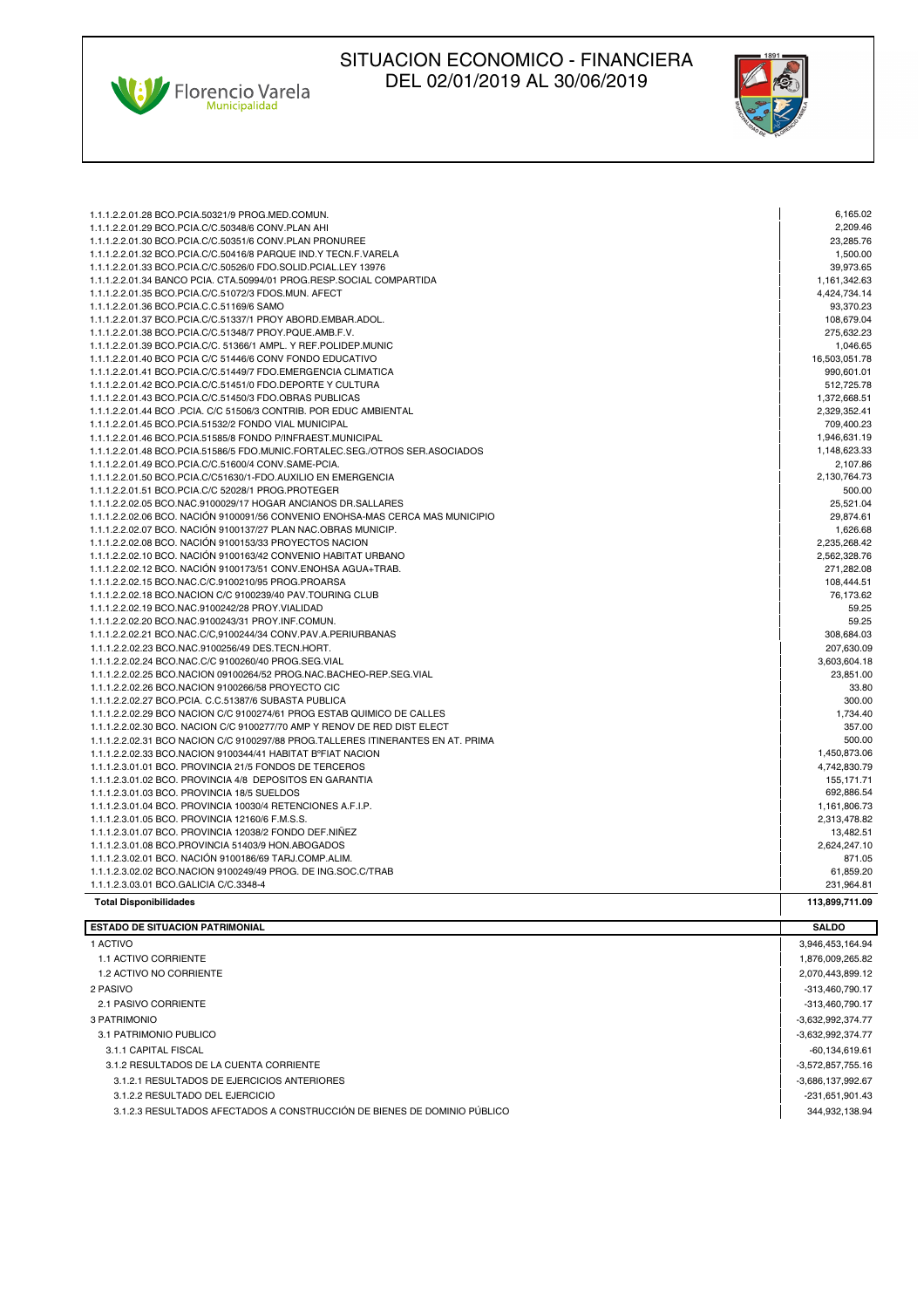# SITUACION ECONOMICO - FINANCIERA DEL 02/01/2019 AL 30/06/2019

| | |
|---|---:|
| 1.1.1.2.2.01.28 BCO.PCIA.50321/9 PROG.MED.COMUN. | 6,165.02 |
| 1.1.1.2.2.01.29 BCO.PCIA.C/C.50348/6 CONV.PLAN AHI | 2,209.46 |
| 1.1.1.2.2.01.30 BCO.PCIA.C/C.50351/6 CONV.PLAN PRONUREE | 23,285.76 |
| 1.1.1.2.2.01.32 BCO.PCIA.C/C.50416/8 PARQUE IND.Y TECN.F.VARELA | 1,500.00 |
| 1.1.1.2.2.01.33 BCO.PCIA.C/C.50526/0 FDO.SOLID.PCIAL.LEY 13976 | 39,973.65 |
| 1.1.1.2.2.01.34 BANCO PCIA. CTA.50994/01 PROG.RESP.SOCIAL COMPARTIDA | 1,161,342.63 |
| 1.1.1.2.2.01.35 BCO.PCIA.C/C.51072/3 FDOS.MUN. AFECT | 4,424,734.14 |
| 1.1.1.2.2.01.36 BCO.PCIA.C.C.51169/6 SAMO | 93,370.23 |
| 1.1.1.2.2.01.37 BCO.PCIA.C/C.51337/1 PROY ABORD.EMBAR.ADOL. | 108,679.04 |
| 1.1.1.2.2.01.38 BCO.PCIA.C/C.51348/7 PROY.PQUE.AMB.F.V. | 275,632.23 |
| 1.1.1.2.2.01.39 BCO.PCIA.C/C. 51366/1 AMPL. Y REF.POLIDEP.MUNIC | 1,046.65 |
| 1.1.1.2.2.01.40 BCO PCIA C/C 51446/6 CONV FONDO EDUCATIVO | 16,503,051.78 |
| 1.1.1.2.2.01.41 BCO.PCIA.C/C.51449/7 FDO.EMERGENCIA CLIMATICA | 990,601.01 |
| 1.1.1.2.2.01.42 BCO.PCIA.C/C.51451/0 FDO.DEPORTE Y CULTURA | 512,725.78 |
| 1.1.1.2.2.01.43 BCO.PCIA.C/C.51450/3 FDO.OBRAS PUBLICAS | 1,372,668.51 |
| 1.1.1.2.2.01.44 BCO .PCIA. C/C 51506/3 CONTRIB. POR EDUC AMBIENTAL | 2,329,352.41 |
| 1.1.1.2.2.01.45 BCO.PCIA.51532/2 FONDO VIAL MUNICIPAL | 709,400.23 |
| 1.1.1.2.2.01.46 BCO.PCIA.51585/8 FONDO P/INFRAEST.MUNICIPAL | 1,946,631.19 |
| 1.1.1.2.2.01.48 BCO.PCIA.51586/5 FDO.MUNIC.FORTALEC.SEG./OTROS SER.ASOCIADOS | 1,148,623.33 |
| 1.1.1.2.2.01.49 BCO.PCIA.C/C.51600/4 CONV.SAME-PCIA. | 2,107.86 |
| 1.1.1.2.2.01.50 BCO.PCIA.C/C51630/1-FDO.AUXILIO EN EMERGENCIA | 2,130,764.73 |
| 1.1.1.2.2.01.51 BCO.PCIA.C/C 52028/1 PROG.PROTEGER | 500.00 |
| 1.1.1.2.2.02.05 BCO.NAC.9100029/17 HOGAR ANCIANOS DR.SALLARES | 25,521.04 |
| 1.1.1.2.2.02.06 BCO. NACIÓN 9100091/56 CONVENIO ENOHSA-MAS CERCA MAS MUNICIPIO | 29,874.61 |
| 1.1.1.2.2.02.07 BCO. NACIÓN 9100137/27 PLAN NAC.OBRAS MUNICIP. | 1,626.68 |
| 1.1.1.2.2.02.08 BCO. NACIÓN 9100153/33 PROYECTOS NACION | 2,235,268.42 |
| 1.1.1.2.2.02.10 BCO. NACIÓN 9100163/42 CONVENIO HABITAT URBANO | 2,562,328.76 |
| 1.1.1.2.2.02.12 BCO. NACIÓN 9100173/51 CONV.ENOHSA AGUA+TRAB. | 271,282.08 |
| 1.1.1.2.2.02.15 BCO.NAC.C/C.9100210/95 PROG.PROARSA | 108,444.51 |
| 1.1.1.2.2.02.18 BCO.NACION C/C 9100239/40 PAV.TOURING CLUB | 76,173.62 |
| 1.1.1.2.2.02.19 BCO.NAC.9100242/28 PROY.VIALIDAD | 59.25 |
| 1.1.1.2.2.02.20 BCO.NAC.9100243/31 PROY.INF.COMUN. | 59.25 |
| 1.1.1.2.2.02.21 BCO.NAC.C/C,9100244/34 CONV.PAV.A.PERIURBANAS | 308,684.03 |
| 1.1.1.2.2.02.23 BCO.NAC.9100256/49 DES.TECN.HORT. | 207,630.09 |
| 1.1.1.2.2.02.24 BCO.NAC.C/C 9100260/40 PROG.SEG.VIAL | 3,603,604.18 |
| 1.1.1.2.2.02.25 BCO.NACION 09100264/52 PROG.NAC.BACHEO-REP.SEG.VIAL | 23,851.00 |
| 1.1.1.2.2.02.26 BCO.NACION 9100266/58 PROYECTO CIC | 33.80 |
| 1.1.1.2.2.02.27 BCO.PCIA. C.C.51387/6 SUBASTA PUBLICA | 300.00 |
| 1.1.1.2.2.02.29 BCO NACION C/C 9100274/61 PROG ESTAB QUIMICO DE CALLES | 1,734.40 |
| 1.1.1.2.2.02.30 BCO. NACION C/C 9100277/70 AMP Y RENOV DE RED DIST ELECT | 357.00 |
| 1.1.1.2.2.02.31 BCO NACION C/C 9100297/88 PROG.TALLERES ITINERANTES EN AT. PRIMA | 500.00 |
| 1.1.1.2.2.02.33 BCO.NACION 9100344/41 HABITAT BºFIAT NACION | 1,450,873.06 |
| 1.1.1.2.3.01.01 BCO. PROVINCIA 21/5 FONDOS DE TERCEROS | 4,742,830.79 |
| 1.1.1.2.3.01.02 BCO. PROVINCIA 4/8 DEPOSITOS EN GARANTIA | 155,171.71 |
| 1.1.1.2.3.01.03 BCO. PROVINCIA 18/5 SUELDOS | 692,886.54 |
| 1.1.1.2.3.01.04 BCO. PROVINCIA 10030/4 RETENCIONES A.F.I.P. | 1,161,806.73 |
| 1.1.1.2.3.01.05 BCO. PROVINCIA 12160/6 F.M.S.S. | 2,313,478.82 |
| 1.1.1.2.3.01.07 BCO. PROVINCIA 12038/2 FONDO DEF.NIÑEZ | 13,482.51 |
| 1.1.1.2.3.01.08 BCO.PROVINCIA 51403/9 HON.ABOGADOS | 2,624,247.10 |
| 1.1.1.2.3.02.01 BCO. NACIÓN 9100186/69 TARJ.COMP.ALIM. | 871.05 |
| 1.1.1.2.3.02.02 BCO.NACION 9100249/49 PROG. DE ING.SOC.C/TRAB | 61,859.20 |
| 1.1.1.2.3.03.01 BCO.GALICIA C/C.3348-4 | 231,964.81 |
| **Total Disponibilidades** | **113,899,711.09** |

| ESTADO DE SITUACION PATRIMONIAL | SALDO |
|---|---:|
| 1 ACTIVO | 3,946,453,164.94 |
| 1.1 ACTIVO CORRIENTE | 1,876,009,265.82 |
| 1.2 ACTIVO NO CORRIENTE | 2,070,443,899.12 |
| 2 PASIVO | -313,460,790.17 |
| 2.1 PASIVO CORRIENTE | -313,460,790.17 |
| 3 PATRIMONIO | -3,632,992,374.77 |
| 3.1 PATRIMONIO PUBLICO | -3,632,992,374.77 |
| 3.1.1 CAPITAL FISCAL | -60,134,619.61 |
| 3.1.2 RESULTADOS DE LA CUENTA CORRIENTE | -3,572,857,755.16 |
| 3.1.2.1 RESULTADOS DE EJERCICIOS ANTERIORES | -3,686,137,992.67 |
| 3.1.2.2 RESULTADO DEL EJERCICIO | -231,651,901.43 |
| 3.1.2.3 RESULTADOS AFECTADOS A CONSTRUCCIÓN DE BIENES DE DOMINIO PÚBLICO | 344,932,138.94 |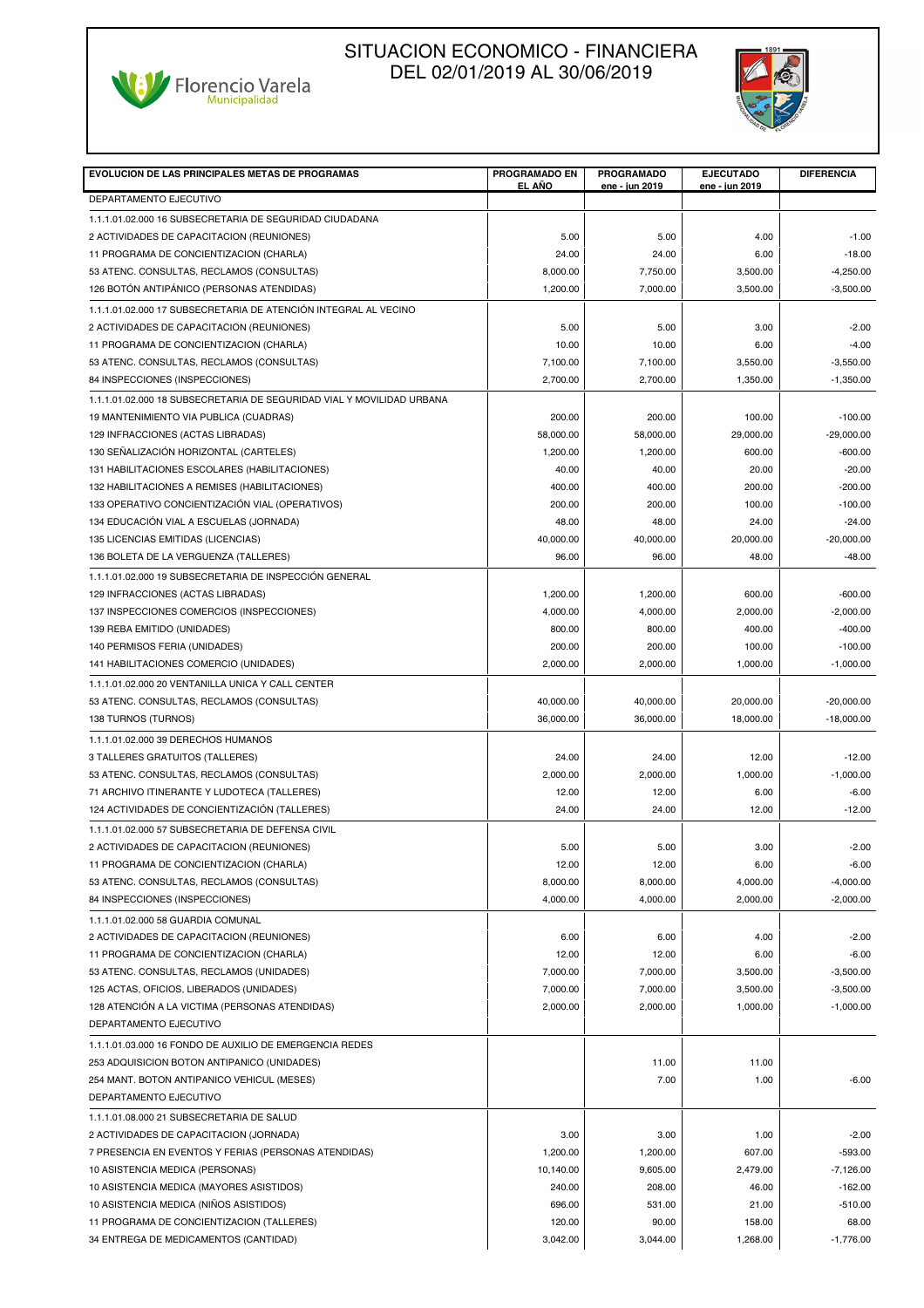# SITUACION ECONOMICO - FINANCIERA
## DEL 02/01/2019 AL 30/06/2019

| EVOLUCION DE LAS PRINCIPALES METAS DE PROGRAMAS | PROGRAMADO EN EL AÑO | PROGRAMADO ene - jun 2019 | EJECUTADO ene - jun 2019 | DIFERENCIA |
|---|---|---|---|---|
| DEPARTAMENTO EJECUTIVO | | | | |
| 1.1.1.01.02.000 16 SUBSECRETARIA DE SEGURIDAD CIUDADANA | | | | |
| 2 ACTIVIDADES DE CAPACITACION (REUNIONES) | 5.00 | 5.00 | 4.00 | -1.00 |
| 11 PROGRAMA DE CONCIENTIZACION (CHARLA) | 24.00 | 24.00 | 6.00 | -18.00 |
| 53 ATENC. CONSULTAS, RECLAMOS (CONSULTAS) | 8,000.00 | 7,750.00 | 3,500.00 | -4,250.00 |
| 126 BOTÓN ANTIPÁNICO (PERSONAS ATENDIDAS) | 1,200.00 | 7,000.00 | 3,500.00 | -3,500.00 |
| 1.1.1.01.02.000 17 SUBSECRETARIA DE ATENCIÓN INTEGRAL AL VECINO | | | | |
| 2 ACTIVIDADES DE CAPACITACION (REUNIONES) | 5.00 | 5.00 | 3.00 | -2.00 |
| 11 PROGRAMA DE CONCIENTIZACION (CHARLA) | 10.00 | 10.00 | 6.00 | -4.00 |
| 53 ATENC. CONSULTAS, RECLAMOS (CONSULTAS) | 7,100.00 | 7,100.00 | 3,550.00 | -3,550.00 |
| 84 INSPECCIONES (INSPECCIONES) | 2,700.00 | 2,700.00 | 1,350.00 | -1,350.00 |
| 1.1.1.01.02.000 18 SUBSECRETARIA DE SEGURIDAD VIAL Y MOVILIDAD URBANA | | | | |
| 19 MANTENIMIENTO VIA PUBLICA (CUADRAS) | 200.00 | 200.00 | 100.00 | -100.00 |
| 129 INFRACCIONES (ACTAS LIBRADAS) | 58,000.00 | 58,000.00 | 29,000.00 | -29,000.00 |
| 130 SEÑALIZACIÓN HORIZONTAL (CARTELES) | 1,200.00 | 1,200.00 | 600.00 | -600.00 |
| 131 HABILITACIONES ESCOLARES (HABILITACIONES) | 40.00 | 40.00 | 20.00 | -20.00 |
| 132 HABILITACIONES A REMISES (HABILITACIONES) | 400.00 | 400.00 | 200.00 | -200.00 |
| 133 OPERATIVO CONCIENTIZACIÓN VIAL (OPERATIVOS) | 200.00 | 200.00 | 100.00 | -100.00 |
| 134 EDUCACIÓN VIAL A ESCUELAS (JORNADA) | 48.00 | 48.00 | 24.00 | -24.00 |
| 135 LICENCIAS EMITIDAS (LICENCIAS) | 40,000.00 | 40,000.00 | 20,000.00 | -20,000.00 |
| 136 BOLETA DE LA VERGUENZA (TALLERES) | 96.00 | 96.00 | 48.00 | -48.00 |
| 1.1.1.01.02.000 19 SUBSECRETARIA DE INSPECCIÓN GENERAL | | | | |
| 129 INFRACCIONES (ACTAS LIBRADAS) | 1,200.00 | 1,200.00 | 600.00 | -600.00 |
| 137 INSPECCIONES COMERCIOS (INSPECCIONES) | 4,000.00 | 4,000.00 | 2,000.00 | -2,000.00 |
| 139 REBA EMITIDO (UNIDADES) | 800.00 | 800.00 | 400.00 | -400.00 |
| 140 PERMISOS FERIA (UNIDADES) | 200.00 | 200.00 | 100.00 | -100.00 |
| 141 HABILITACIONES COMERCIO (UNIDADES) | 2,000.00 | 2,000.00 | 1,000.00 | -1,000.00 |
| 1.1.1.01.02.000 20 VENTANILLA UNICA Y CALL CENTER | | | | |
| 53 ATENC. CONSULTAS, RECLAMOS (CONSULTAS) | 40,000.00 | 40,000.00 | 20,000.00 | -20,000.00 |
| 138 TURNOS (TURNOS) | 36,000.00 | 36,000.00 | 18,000.00 | -18,000.00 |
| 1.1.1.01.02.000 39 DERECHOS HUMANOS | | | | |
| 3 TALLERES GRATUITOS (TALLERES) | 24.00 | 24.00 | 12.00 | -12.00 |
| 53 ATENC. CONSULTAS, RECLAMOS (CONSULTAS) | 2,000.00 | 2,000.00 | 1,000.00 | -1,000.00 |
| 71 ARCHIVO ITINERANTE Y LUDOTECA (TALLERES) | 12.00 | 12.00 | 6.00 | -6.00 |
| 124 ACTIVIDADES DE CONCIENTIZACIÓN (TALLERES) | 24.00 | 24.00 | 12.00 | -12.00 |
| 1.1.1.01.02.000 57 SUBSECRETARIA DE DEFENSA CIVIL | | | | |
| 2 ACTIVIDADES DE CAPACITACION (REUNIONES) | 5.00 | 5.00 | 3.00 | -2.00 |
| 11 PROGRAMA DE CONCIENTIZACION (CHARLA) | 12.00 | 12.00 | 6.00 | -6.00 |
| 53 ATENC. CONSULTAS, RECLAMOS (CONSULTAS) | 8,000.00 | 8,000.00 | 4,000.00 | -4,000.00 |
| 84 INSPECCIONES (INSPECCIONES) | 4,000.00 | 4,000.00 | 2,000.00 | -2,000.00 |
| 1.1.1.01.02.000 58 GUARDIA COMUNAL | | | | |
| 2 ACTIVIDADES DE CAPACITACION (REUNIONES) | 6.00 | 6.00 | 4.00 | -2.00 |
| 11 PROGRAMA DE CONCIENTIZACION (CHARLA) | 12.00 | 12.00 | 6.00 | -6.00 |
| 53 ATENC. CONSULTAS, RECLAMOS (UNIDADES) | 7,000.00 | 7,000.00 | 3,500.00 | -3,500.00 |
| 125 ACTAS, OFICIOS, LIBERADOS (UNIDADES) | 7,000.00 | 7,000.00 | 3,500.00 | -3,500.00 |
| 128 ATENCIÓN A LA VICTIMA (PERSONAS ATENDIDAS) | 2,000.00 | 2,000.00 | 1,000.00 | -1,000.00 |
| DEPARTAMENTO EJECUTIVO | | | | |
| 1.1.1.01.03.000 16 FONDO DE AUXILIO DE EMERGENCIA REDES | | | | |
| 253 ADQUISICION BOTON ANTIPANICO (UNIDADES) | | 11.00 | 11.00 | |
| 254 MANT. BOTON ANTIPANICO VEHICUL (MESES) | | 7.00 | 1.00 | -6.00 |
| DEPARTAMENTO EJECUTIVO | | | | |
| 1.1.1.01.08.000 21 SUBSECRETARIA DE SALUD | | | | |
| 2 ACTIVIDADES DE CAPACITACION (JORNADA) | 3.00 | 3.00 | 1.00 | -2.00 |
| 7 PRESENCIA EN EVENTOS Y FERIAS (PERSONAS ATENDIDAS) | 1,200.00 | 1,200.00 | 607.00 | -593.00 |
| 10 ASISTENCIA MEDICA (PERSONAS) | 10,140.00 | 9,605.00 | 2,479.00 | -7,126.00 |
| 10 ASISTENCIA MEDICA (MAYORES ASISTIDOS) | 240.00 | 208.00 | 46.00 | -162.00 |
| 10 ASISTENCIA MEDICA (NIÑOS ASISTIDOS) | 696.00 | 531.00 | 21.00 | -510.00 |
| 11 PROGRAMA DE CONCIENTIZACION (TALLERES) | 120.00 | 90.00 | 158.00 | 68.00 |
| 34 ENTREGA DE MEDICAMENTOS (CANTIDAD) | 3,042.00 | 3,044.00 | 1,268.00 | -1,776.00 |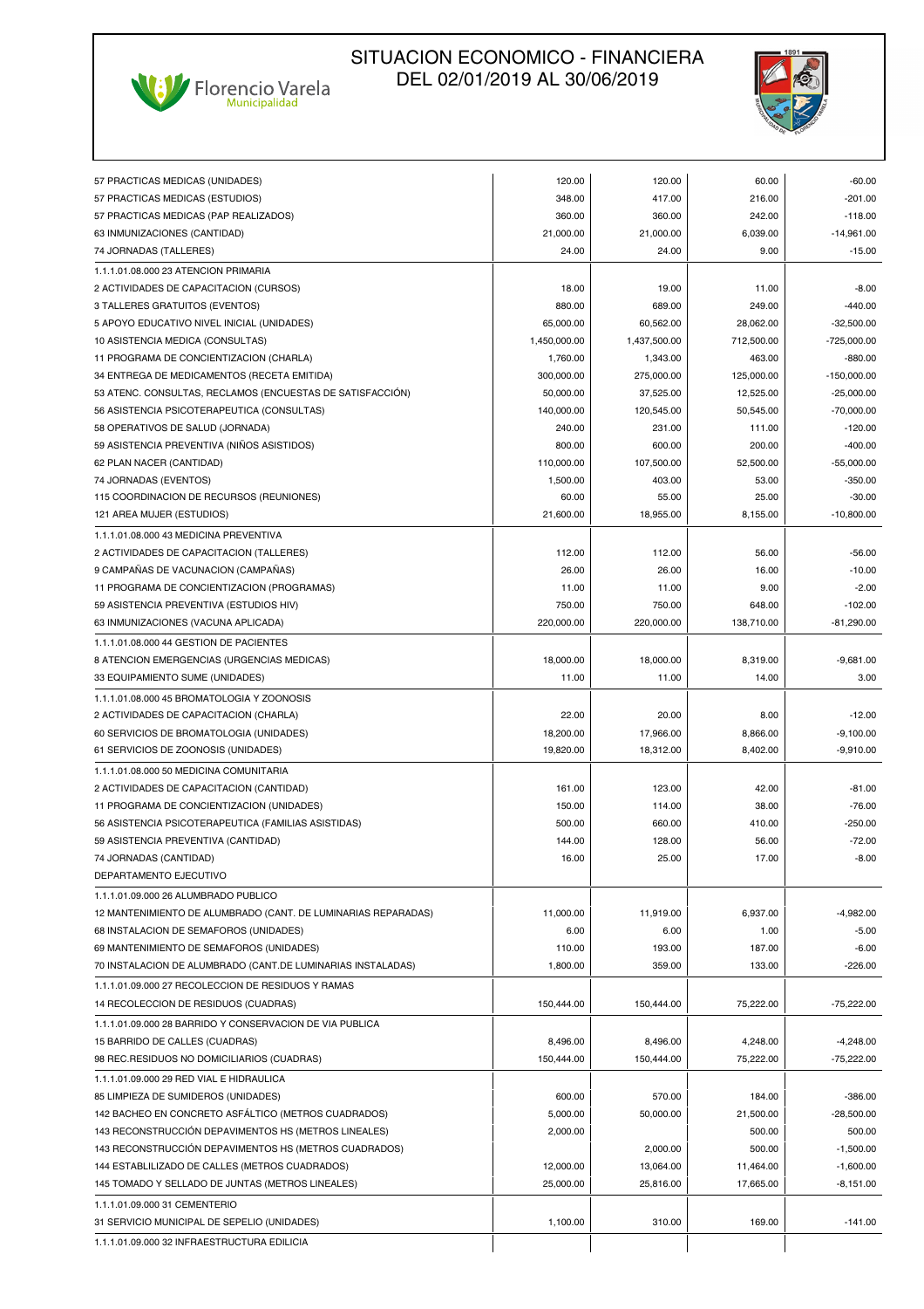# SITUACION ECONOMICO - FINANCIERA DEL 02/01/2019 AL 30/06/2019

| | | | | |
|---|---|---|---|---|
| 57 PRACTICAS MEDICAS (UNIDADES) | 120.00 | 120.00 | 60.00 | -60.00 |
| 57 PRACTICAS MEDICAS (ESTUDIOS) | 348.00 | 417.00 | 216.00 | -201.00 |
| 57 PRACTICAS MEDICAS (PAP REALIZADOS) | 360.00 | 360.00 | 242.00 | -118.00 |
| 63 INMUNIZACIONES (CANTIDAD) | 21,000.00 | 21,000.00 | 6,039.00 | -14,961.00 |
| 74 JORNADAS (TALLERES) | 24.00 | 24.00 | 9.00 | -15.00 |
| 1.1.1.01.08.000 23 ATENCION PRIMARIA | | | | |
| 2 ACTIVIDADES DE CAPACITACION (CURSOS) | 18.00 | 19.00 | 11.00 | -8.00 |
| 3 TALLERES GRATUITOS (EVENTOS) | 880.00 | 689.00 | 249.00 | -440.00 |
| 5 APOYO EDUCATIVO NIVEL INICIAL (UNIDADES) | 65,000.00 | 60,562.00 | 28,062.00 | -32,500.00 |
| 10 ASISTENCIA MEDICA (CONSULTAS) | 1,450,000.00 | 1,437,500.00 | 712,500.00 | -725,000.00 |
| 11 PROGRAMA DE CONCIENTIZACION (CHARLA) | 1,760.00 | 1,343.00 | 463.00 | -880.00 |
| 34 ENTREGA DE MEDICAMENTOS (RECETA EMITIDA) | 300,000.00 | 275,000.00 | 125,000.00 | -150,000.00 |
| 53 ATENC. CONSULTAS, RECLAMOS (ENCUESTAS DE SATISFACCIÓN) | 50,000.00 | 37,525.00 | 12,525.00 | -25,000.00 |
| 56 ASISTENCIA PSICOTERAPEUTICA (CONSULTAS) | 140,000.00 | 120,545.00 | 50,545.00 | -70,000.00 |
| 58 OPERATIVOS DE SALUD (JORNADA) | 240.00 | 231.00 | 111.00 | -120.00 |
| 59 ASISTENCIA PREVENTIVA (NIÑOS ASISTIDOS) | 800.00 | 600.00 | 200.00 | -400.00 |
| 62 PLAN NACER (CANTIDAD) | 110,000.00 | 107,500.00 | 52,500.00 | -55,000.00 |
| 74 JORNADAS (EVENTOS) | 1,500.00 | 403.00 | 53.00 | -350.00 |
| 115 COORDINACION DE RECURSOS (REUNIONES) | 60.00 | 55.00 | 25.00 | -30.00 |
| 121 AREA MUJER (ESTUDIOS) | 21,600.00 | 18,955.00 | 8,155.00 | -10,800.00 |
| 1.1.1.01.08.000 43 MEDICINA PREVENTIVA | | | | |
| 2 ACTIVIDADES DE CAPACITACION (TALLERES) | 112.00 | 112.00 | 56.00 | -56.00 |
| 9 CAMPAÑAS DE VACUNACION (CAMPAÑAS) | 26.00 | 26.00 | 16.00 | -10.00 |
| 11 PROGRAMA DE CONCIENTIZACION (PROGRAMAS) | 11.00 | 11.00 | 9.00 | -2.00 |
| 59 ASISTENCIA PREVENTIVA (ESTUDIOS HIV) | 750.00 | 750.00 | 648.00 | -102.00 |
| 63 INMUNIZACIONES (VACUNA APLICADA) | 220,000.00 | 220,000.00 | 138,710.00 | -81,290.00 |
| 1.1.1.01.08.000 44 GESTION DE PACIENTES | | | | |
| 8 ATENCION EMERGENCIAS (URGENCIAS MEDICAS) | 18,000.00 | 18,000.00 | 8,319.00 | -9,681.00 |
| 33 EQUIPAMIENTO SUME (UNIDADES) | 11.00 | 11.00 | 14.00 | 3.00 |
| 1.1.1.01.08.000 45 BROMATOLOGIA Y ZOONOSIS | | | | |
| 2 ACTIVIDADES DE CAPACITACION (CHARLA) | 22.00 | 20.00 | 8.00 | -12.00 |
| 60 SERVICIOS DE BROMATOLOGIA (UNIDADES) | 18,200.00 | 17,966.00 | 8,866.00 | -9,100.00 |
| 61 SERVICIOS DE ZOONOSIS (UNIDADES) | 19,820.00 | 18,312.00 | 8,402.00 | -9,910.00 |
| 1.1.1.01.08.000 50 MEDICINA COMUNITARIA | | | | |
| 2 ACTIVIDADES DE CAPACITACION (CANTIDAD) | 161.00 | 123.00 | 42.00 | -81.00 |
| 11 PROGRAMA DE CONCIENTIZACION (UNIDADES) | 150.00 | 114.00 | 38.00 | -76.00 |
| 56 ASISTENCIA PSICOTERAPEUTICA (FAMILIAS ASISTIDAS) | 500.00 | 660.00 | 410.00 | -250.00 |
| 59 ASISTENCIA PREVENTIVA (CANTIDAD) | 144.00 | 128.00 | 56.00 | -72.00 |
| 74 JORNADAS (CANTIDAD) | 16.00 | 25.00 | 17.00 | -8.00 |
| DEPARTAMENTO EJECUTIVO | | | | |
| 1.1.1.01.09.000 26 ALUMBRADO PUBLICO | | | | |
| 12 MANTENIMIENTO DE ALUMBRADO (CANT. DE LUMINARIAS REPARADAS) | 11,000.00 | 11,919.00 | 6,937.00 | -4,982.00 |
| 68 INSTALACION DE SEMAFOROS (UNIDADES) | 6.00 | 6.00 | 1.00 | -5.00 |
| 69 MANTENIMIENTO DE SEMAFOROS (UNIDADES) | 110.00 | 193.00 | 187.00 | -6.00 |
| 70 INSTALACION DE ALUMBRADO (CANT.DE LUMINARIAS INSTALADAS) | 1,800.00 | 359.00 | 133.00 | -226.00 |
| 1.1.1.01.09.000 27 RECOLECCION DE RESIDUOS Y RAMAS | | | | |
| 14 RECOLECCION DE RESIDUOS (CUADRAS) | 150,444.00 | 150,444.00 | 75,222.00 | -75,222.00 |
| 1.1.1.01.09.000 28 BARRIDO Y CONSERVACION DE VIA PUBLICA | | | | |
| 15 BARRIDO DE CALLES (CUADRAS) | 8,496.00 | 8,496.00 | 4,248.00 | -4,248.00 |
| 98 REC.RESIDUOS NO DOMICILIARIOS (CUADRAS) | 150,444.00 | 150,444.00 | 75,222.00 | -75,222.00 |
| 1.1.1.01.09.000 29 RED VIAL E HIDRAULICA | | | | |
| 85 LIMPIEZA DE SUMIDEROS (UNIDADES) | 600.00 | 570.00 | 184.00 | -386.00 |
| 142 BACHEO EN CONCRETO ASFÁLTICO (METROS CUADRADOS) | 5,000.00 | 50,000.00 | 21,500.00 | -28,500.00 |
| 143 RECONSTRUCCIÓN DEPAVIMENTOS HS (METROS LINEALES) | 2,000.00 | | 500.00 | 500.00 |
| 143 RECONSTRUCCIÓN DEPAVIMENTOS HS (METROS CUADRADOS) | | 2,000.00 | 500.00 | -1,500.00 |
| 144 ESTABLILIZADO DE CALLES (METROS CUADRADOS) | 12,000.00 | 13,064.00 | 11,464.00 | -1,600.00 |
| 145 TOMADO Y SELLADO DE JUNTAS (METROS LINEALES) | 25,000.00 | 25,816.00 | 17,665.00 | -8,151.00 |
| 1.1.1.01.09.000 31 CEMENTERIO | | | | |
| 31 SERVICIO MUNICIPAL DE SEPELIO (UNIDADES) | 1,100.00 | 310.00 | 169.00 | -141.00 |
| 1.1.1.01.09.000 32 INFRAESTRUCTURA EDILICIA | | | | |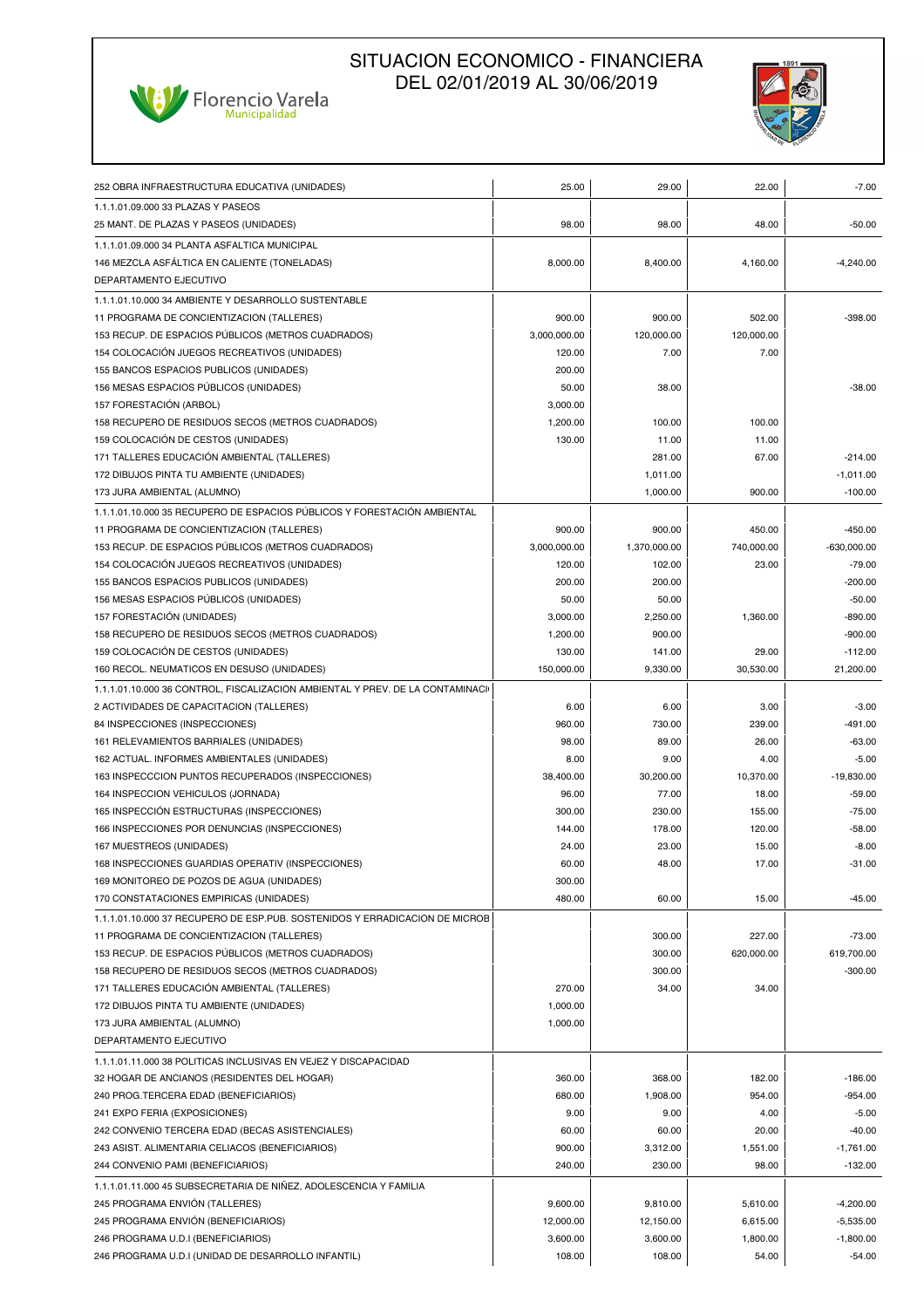# SITUACION ECONOMICO - FINANCIERA DEL 02/01/2019 AL 30/06/2019

| | | | | |
|---|---|---|---|---|
| 252 OBRA INFRAESTRUCTURA EDUCATIVA (UNIDADES) | 25.00 | 29.00 | 22.00 | -7.00 |
| 1.1.1.01.09.000 33 PLAZAS Y PASEOS | | | | |
| 25 MANT. DE PLAZAS Y PASEOS (UNIDADES) | 98.00 | 98.00 | 48.00 | -50.00 |
| 1.1.1.01.09.000 34 PLANTA ASFALTICA MUNICIPAL | | | | |
| 146 MEZCLA ASFÁLTICA EN CALIENTE (TONELADAS) | 8,000.00 | 8,400.00 | 4,160.00 | -4,240.00 |
| DEPARTAMENTO EJECUTIVO | | | | |
| 1.1.1.01.10.000 34 AMBIENTE Y DESARROLLO SUSTENTABLE | | | | |
| 11 PROGRAMA DE CONCIENTIZACION (TALLERES) | 900.00 | 900.00 | 502.00 | -398.00 |
| 153 RECUP. DE ESPACIOS PÚBLICOS (METROS CUADRADOS) | 3,000,000.00 | 120,000.00 | 120,000.00 | |
| 154 COLOCACIÓN JUEGOS RECREATIVOS (UNIDADES) | 120.00 | 7.00 | 7.00 | |
| 155 BANCOS ESPACIOS PUBLICOS (UNIDADES) | 200.00 | | | |
| 156 MESAS ESPACIOS PÚBLICOS (UNIDADES) | 50.00 | 38.00 | | -38.00 |
| 157 FORESTACIÓN (ARBOL) | 3,000.00 | | | |
| 158 RECUPERO DE RESIDUOS SECOS (METROS CUADRADOS) | 1,200.00 | 100.00 | 100.00 | |
| 159 COLOCACIÓN DE CESTOS (UNIDADES) | 130.00 | 11.00 | 11.00 | |
| 171 TALLERES EDUCACIÓN AMBIENTAL (TALLERES) | | 281.00 | 67.00 | -214.00 |
| 172 DIBUJOS PINTA TU AMBIENTE (UNIDADES) | | 1,011.00 | | -1,011.00 |
| 173 JURA AMBIENTAL (ALUMNO) | | 1,000.00 | 900.00 | -100.00 |
| 1.1.1.01.10.000 35 RECUPERO DE ESPACIOS PÚBLICOS Y FORESTACIÓN AMBIENTAL | | | | |
| 11 PROGRAMA DE CONCIENTIZACION (TALLERES) | 900.00 | 900.00 | 450.00 | -450.00 |
| 153 RECUP. DE ESPACIOS PÚBLICOS (METROS CUADRADOS) | 3,000,000.00 | 1,370,000.00 | 740,000.00 | -630,000.00 |
| 154 COLOCACIÓN JUEGOS RECREATIVOS (UNIDADES) | 120.00 | 102.00 | 23.00 | -79.00 |
| 155 BANCOS ESPACIOS PUBLICOS (UNIDADES) | 200.00 | 200.00 | | -200.00 |
| 156 MESAS ESPACIOS PÚBLICOS (UNIDADES) | 50.00 | 50.00 | | -50.00 |
| 157 FORESTACIÓN (UNIDADES) | 3,000.00 | 2,250.00 | 1,360.00 | -890.00 |
| 158 RECUPERO DE RESIDUOS SECOS (METROS CUADRADOS) | 1,200.00 | 900.00 | | -900.00 |
| 159 COLOCACIÓN DE CESTOS (UNIDADES) | 130.00 | 141.00 | 29.00 | -112.00 |
| 160 RECOL. NEUMATICOS EN DESUSO (UNIDADES) | 150,000.00 | 9,330.00 | 30,530.00 | 21,200.00 |
| 1.1.1.01.10.000 36 CONTROL, FISCALIZACION AMBIENTAL Y PREV. DE LA CONTAMINACI | | | | |
| 2 ACTIVIDADES DE CAPACITACION (TALLERES) | 6.00 | 6.00 | 3.00 | -3.00 |
| 84 INSPECCIONES (INSPECCIONES) | 960.00 | 730.00 | 239.00 | -491.00 |
| 161 RELEVAMIENTOS BARRIALES (UNIDADES) | 98.00 | 89.00 | 26.00 | -63.00 |
| 162 ACTUAL. INFORMES AMBIENTALES (UNIDADES) | 8.00 | 9.00 | 4.00 | -5.00 |
| 163 INSPECCCION PUNTOS RECUPERADOS (INSPECCIONES) | 38,400.00 | 30,200.00 | 10,370.00 | -19,830.00 |
| 164 INSPECCION VEHICULOS (JORNADA) | 96.00 | 77.00 | 18.00 | -59.00 |
| 165 INSPECCIÓN ESTRUCTURAS (INSPECCIONES) | 300.00 | 230.00 | 155.00 | -75.00 |
| 166 INSPECCIONES POR DENUNCIAS (INSPECCIONES) | 144.00 | 178.00 | 120.00 | -58.00 |
| 167 MUESTREOS (UNIDADES) | 24.00 | 23.00 | 15.00 | -8.00 |
| 168 INSPECCIONES GUARDIAS OPERATIV (INSPECCIONES) | 60.00 | 48.00 | 17.00 | -31.00 |
| 169 MONITOREO DE POZOS DE AGUA (UNIDADES) | 300.00 | | | |
| 170 CONSTATACIONES EMPIRICAS (UNIDADES) | 480.00 | 60.00 | 15.00 | -45.00 |
| 1.1.1.01.10.000 37 RECUPERO DE ESP.PUB. SOSTENIDOS Y ERRADICACION DE MICROB | | | | |
| 11 PROGRAMA DE CONCIENTIZACION (TALLERES) | | 300.00 | 227.00 | -73.00 |
| 153 RECUP. DE ESPACIOS PÚBLICOS (METROS CUADRADOS) | | 300.00 | 620,000.00 | 619,700.00 |
| 158 RECUPERO DE RESIDUOS SECOS (METROS CUADRADOS) | | 300.00 | | -300.00 |
| 171 TALLERES EDUCACIÓN AMBIENTAL (TALLERES) | 270.00 | 34.00 | 34.00 | |
| 172 DIBUJOS PINTA TU AMBIENTE (UNIDADES) | 1,000.00 | | | |
| 173 JURA AMBIENTAL (ALUMNO) | 1,000.00 | | | |
| DEPARTAMENTO EJECUTIVO | | | | |
| 1.1.1.01.11.000 38 POLITICAS INCLUSIVAS EN VEJEZ Y DISCAPACIDAD | | | | |
| 32 HOGAR DE ANCIANOS (RESIDENTES DEL HOGAR) | 360.00 | 368.00 | 182.00 | -186.00 |
| 240 PROG.TERCERA EDAD (BENEFICIARIOS) | 680.00 | 1,908.00 | 954.00 | -954.00 |
| 241 EXPO FERIA (EXPOSICIONES) | 9.00 | 9.00 | 4.00 | -5.00 |
| 242 CONVENIO TERCERA EDAD (BECAS ASISTENCIALES) | 60.00 | 60.00 | 20.00 | -40.00 |
| 243 ASIST. ALIMENTARIA CELIACOS (BENEFICIARIOS) | 900.00 | 3,312.00 | 1,551.00 | -1,761.00 |
| 244 CONVENIO PAMI (BENEFICIARIOS) | 240.00 | 230.00 | 98.00 | -132.00 |
| 1.1.1.01.11.000 45 SUBSECRETARIA DE NIÑEZ, ADOLESCENCIA Y FAMILIA | | | | |
| 245 PROGRAMA ENVIÓN (TALLERES) | 9,600.00 | 9,810.00 | 5,610.00 | -4,200.00 |
| 245 PROGRAMA ENVIÓN (BENEFICIARIOS) | 12,000.00 | 12,150.00 | 6,615.00 | -5,535.00 |
| 246 PROGRAMA U.D.I (BENEFICIARIOS) | 3,600.00 | 3,600.00 | 1,800.00 | -1,800.00 |
| 246 PROGRAMA U.D.I (UNIDAD DE DESARROLLO INFANTIL) | 108.00 | 108.00 | 54.00 | -54.00 |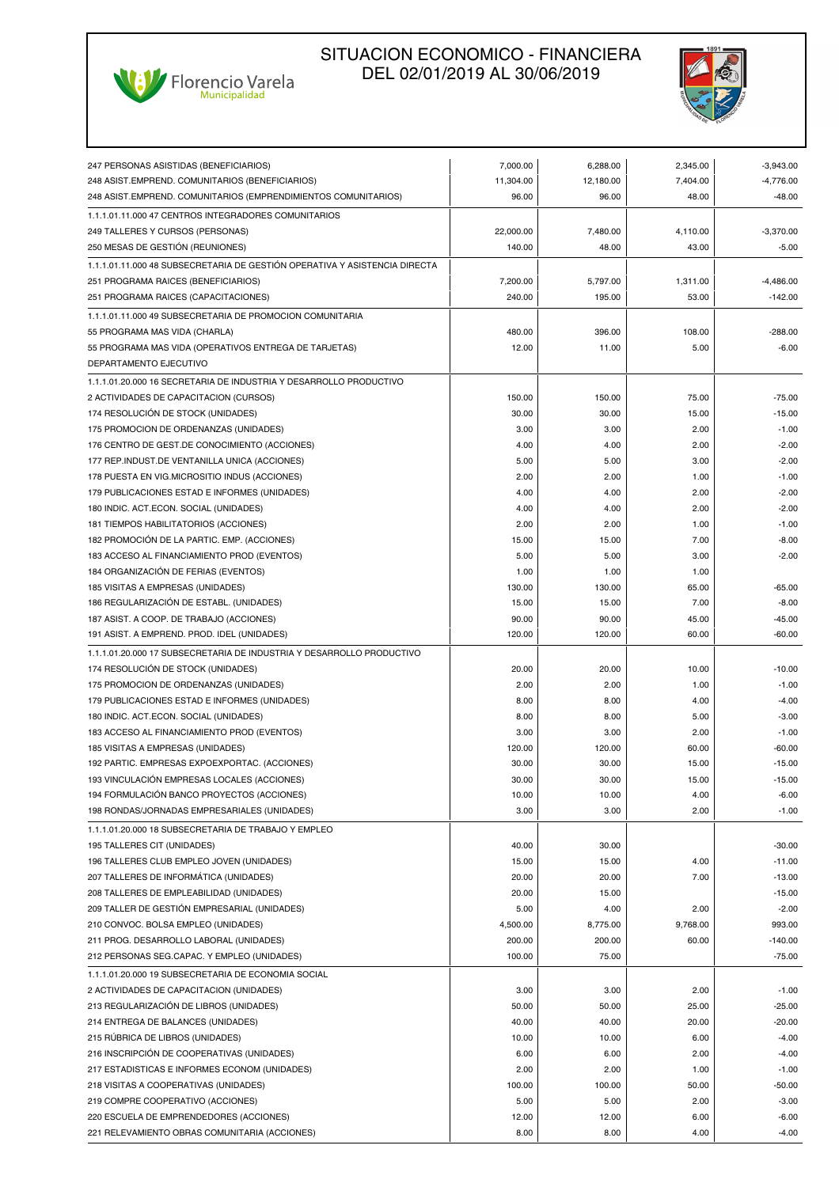# SITUACION ECONOMICO - FINANCIERA DEL 02/01/2019 AL 30/06/2019

| | | | | |
|---|---|---|---|---|
| 247 PERSONAS ASISTIDAS (BENEFICIARIOS) | 7,000.00 | 6,288.00 | 2,345.00 | -3,943.00 |
| 248 ASIST.EMPREND. COMUNITARIOS (BENEFICIARIOS) | 11,304.00 | 12,180.00 | 7,404.00 | -4,776.00 |
| 248 ASIST.EMPREND. COMUNITARIOS (EMPRENDIMIENTOS COMUNITARIOS) | 96.00 | 96.00 | 48.00 | -48.00 |
| 1.1.1.01.11.000 47 CENTROS INTEGRADORES COMUNITARIOS | | | | |
| 249 TALLERES Y CURSOS (PERSONAS) | 22,000.00 | 7,480.00 | 4,110.00 | -3,370.00 |
| 250 MESAS DE GESTIÓN (REUNIONES) | 140.00 | 48.00 | 43.00 | -5.00 |
| 1.1.1.01.11.000 48 SUBSECRETARIA DE GESTIÓN OPERATIVA Y ASISTENCIA DIRECTA | | | | |
| 251 PROGRAMA RAICES (BENEFICIARIOS) | 7,200.00 | 5,797.00 | 1,311.00 | -4,486.00 |
| 251 PROGRAMA RAICES (CAPACITACIONES) | 240.00 | 195.00 | 53.00 | -142.00 |
| 1.1.1.01.11.000 49 SUBSECRETARIA DE PROMOCION COMUNITARIA | | | | |
| 55 PROGRAMA MAS VIDA (CHARLA) | 480.00 | 396.00 | 108.00 | -288.00 |
| 55 PROGRAMA MAS VIDA (OPERATIVOS ENTREGA DE TARJETAS) | 12.00 | 11.00 | 5.00 | -6.00 |
| DEPARTAMENTO EJECUTIVO | | | | |
| 1.1.1.01.20.000 16 SECRETARIA DE INDUSTRIA Y DESARROLLO PRODUCTIVO | | | | |
| 2 ACTIVIDADES DE CAPACITACION (CURSOS) | 150.00 | 150.00 | 75.00 | -75.00 |
| 174 RESOLUCIÓN DE STOCK (UNIDADES) | 30.00 | 30.00 | 15.00 | -15.00 |
| 175 PROMOCION DE ORDENANZAS (UNIDADES) | 3.00 | 3.00 | 2.00 | -1.00 |
| 176 CENTRO DE GEST.DE CONOCIMIENTO (ACCIONES) | 4.00 | 4.00 | 2.00 | -2.00 |
| 177 REP.INDUST.DE VENTANILLA UNICA (ACCIONES) | 5.00 | 5.00 | 3.00 | -2.00 |
| 178 PUESTA EN VIG.MICROSITIO INDUS (ACCIONES) | 2.00 | 2.00 | 1.00 | -1.00 |
| 179 PUBLICACIONES ESTAD E INFORMES (UNIDADES) | 4.00 | 4.00 | 2.00 | -2.00 |
| 180 INDIC. ACT.ECON. SOCIAL (UNIDADES) | 4.00 | 4.00 | 2.00 | -2.00 |
| 181 TIEMPOS HABILITATORIOS (ACCIONES) | 2.00 | 2.00 | 1.00 | -1.00 |
| 182 PROMOCIÓN DE LA PARTIC. EMP. (ACCIONES) | 15.00 | 15.00 | 7.00 | -8.00 |
| 183 ACCESO AL FINANCIAMIENTO PROD (EVENTOS) | 5.00 | 5.00 | 3.00 | -2.00 |
| 184 ORGANIZACIÓN DE FERIAS (EVENTOS) | 1.00 | 1.00 | 1.00 | |
| 185 VISITAS A EMPRESAS (UNIDADES) | 130.00 | 130.00 | 65.00 | -65.00 |
| 186 REGULARIZACIÓN DE ESTABL. (UNIDADES) | 15.00 | 15.00 | 7.00 | -8.00 |
| 187 ASIST. A COOP. DE TRABAJO (ACCIONES) | 90.00 | 90.00 | 45.00 | -45.00 |
| 191 ASIST. A EMPREND. PROD. IDEL (UNIDADES) | 120.00 | 120.00 | 60.00 | -60.00 |
| 1.1.1.01.20.000 17 SUBSECRETARIA DE INDUSTRIA Y DESARROLLO PRODUCTIVO | | | | |
| 174 RESOLUCIÓN DE STOCK (UNIDADES) | 20.00 | 20.00 | 10.00 | -10.00 |
| 175 PROMOCION DE ORDENANZAS (UNIDADES) | 2.00 | 2.00 | 1.00 | -1.00 |
| 179 PUBLICACIONES ESTAD E INFORMES (UNIDADES) | 8.00 | 8.00 | 4.00 | -4.00 |
| 180 INDIC. ACT.ECON. SOCIAL (UNIDADES) | 8.00 | 8.00 | 5.00 | -3.00 |
| 183 ACCESO AL FINANCIAMIENTO PROD (EVENTOS) | 3.00 | 3.00 | 2.00 | -1.00 |
| 185 VISITAS A EMPRESAS (UNIDADES) | 120.00 | 120.00 | 60.00 | -60.00 |
| 192 PARTIC. EMPRESAS EXPOEXPORTAC. (ACCIONES) | 30.00 | 30.00 | 15.00 | -15.00 |
| 193 VINCULACIÓN EMPRESAS LOCALES (ACCIONES) | 30.00 | 30.00 | 15.00 | -15.00 |
| 194 FORMULACIÓN BANCO PROYECTOS (ACCIONES) | 10.00 | 10.00 | 4.00 | -6.00 |
| 198 RONDAS/JORNADAS EMPRESARIALES (UNIDADES) | 3.00 | 3.00 | 2.00 | -1.00 |
| 1.1.1.01.20.000 18 SUBSECRETARIA DE TRABAJO Y EMPLEO | | | | |
| 195 TALLERES CIT (UNIDADES) | 40.00 | 30.00 | | -30.00 |
| 196 TALLERES CLUB EMPLEO JOVEN (UNIDADES) | 15.00 | 15.00 | 4.00 | -11.00 |
| 207 TALLERES DE INFORMÁTICA (UNIDADES) | 20.00 | 20.00 | 7.00 | -13.00 |
| 208 TALLERES DE EMPLEABILIDAD (UNIDADES) | 20.00 | 15.00 | | -15.00 |
| 209 TALLER DE GESTIÓN EMPRESARIAL (UNIDADES) | 5.00 | 4.00 | 2.00 | -2.00 |
| 210 CONVOC. BOLSA EMPLEO (UNIDADES) | 4,500.00 | 8,775.00 | 9,768.00 | 993.00 |
| 211 PROG. DESARROLLO LABORAL (UNIDADES) | 200.00 | 200.00 | 60.00 | -140.00 |
| 212 PERSONAS SEG.CAPAC. Y EMPLEO (UNIDADES) | 100.00 | 75.00 | | -75.00 |
| 1.1.1.01.20.000 19 SUBSECRETARIA DE ECONOMIA SOCIAL | | | | |
| 2 ACTIVIDADES DE CAPACITACION (UNIDADES) | 3.00 | 3.00 | 2.00 | -1.00 |
| 213 REGULARIZACIÓN DE LIBROS (UNIDADES) | 50.00 | 50.00 | 25.00 | -25.00 |
| 214 ENTREGA DE BALANCES (UNIDADES) | 40.00 | 40.00 | 20.00 | -20.00 |
| 215 RÚBRICA DE LIBROS (UNIDADES) | 10.00 | 10.00 | 6.00 | -4.00 |
| 216 INSCRIPCIÓN DE COOPERATIVAS (UNIDADES) | 6.00 | 6.00 | 2.00 | -4.00 |
| 217 ESTADISTICAS E INFORMES ECONOM (UNIDADES) | 2.00 | 2.00 | 1.00 | -1.00 |
| 218 VISITAS A COOPERATIVAS (UNIDADES) | 100.00 | 100.00 | 50.00 | -50.00 |
| 219 COMPRE COOPERATIVO (ACCIONES) | 5.00 | 5.00 | 2.00 | -3.00 |
| 220 ESCUELA DE EMPRENDEDORES (ACCIONES) | 12.00 | 12.00 | 6.00 | -6.00 |
| 221 RELEVAMIENTO OBRAS COMUNITARIA (ACCIONES) | 8.00 | 8.00 | 4.00 | -4.00 |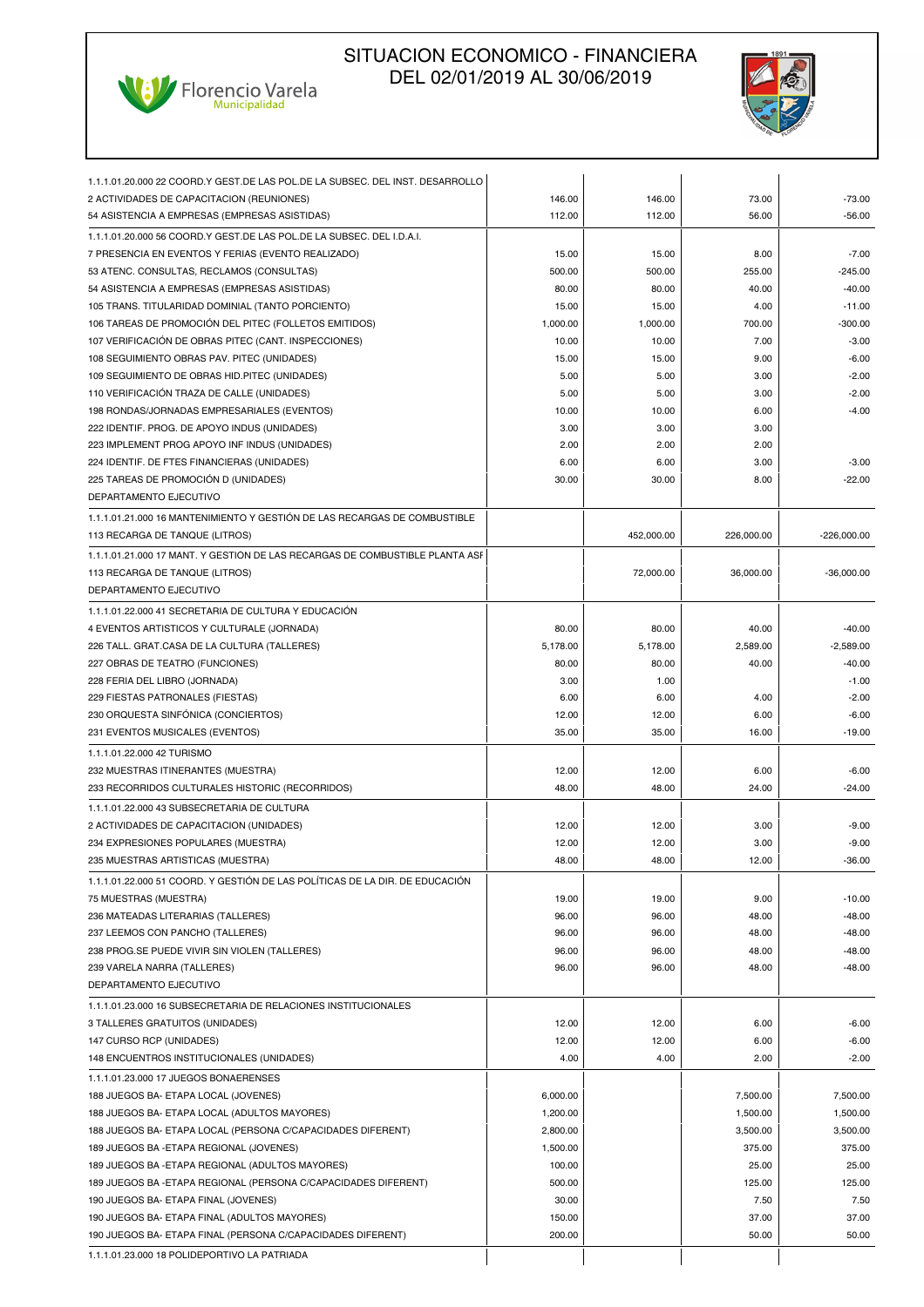# SITUACION ECONOMICO - FINANCIERA
## DEL 02/01/2019 AL 30/06/2019

Florencio Varela Municipalidad

| | | | | |
|---|---|---|---|---|
| 1.1.1.01.20.000 22 COORD.Y GEST.DE LAS POL.DE LA SUBSEC. DEL INST. DESARROLLO | | | | |
| 2 ACTIVIDADES DE CAPACITACION (REUNIONES) | 146.00 | 146.00 | 73.00 | -73.00 |
| 54 ASISTENCIA A EMPRESAS (EMPRESAS ASISTIDAS) | 112.00 | 112.00 | 56.00 | -56.00 |
| 1.1.1.01.20.000 56 COORD.Y GEST.DE LAS POL.DE LA SUBSEC. DEL I.D.A.I. | | | | |
| 7 PRESENCIA EN EVENTOS Y FERIAS (EVENTO REALIZADO) | 15.00 | 15.00 | 8.00 | -7.00 |
| 53 ATENC. CONSULTAS, RECLAMOS (CONSULTAS) | 500.00 | 500.00 | 255.00 | -245.00 |
| 54 ASISTENCIA A EMPRESAS (EMPRESAS ASISTIDAS) | 80.00 | 80.00 | 40.00 | -40.00 |
| 105 TRANS. TITULARIDAD DOMINIAL (TANTO PORCIENTO) | 15.00 | 15.00 | 4.00 | -11.00 |
| 106 TAREAS DE PROMOCIÓN DEL PITEC (FOLLETOS EMITIDOS) | 1,000.00 | 1,000.00 | 700.00 | -300.00 |
| 107 VERIFICACIÓN DE OBRAS PITEC (CANT. INSPECCIONES) | 10.00 | 10.00 | 7.00 | -3.00 |
| 108 SEGUIMIENTO OBRAS PAV. PITEC (UNIDADES) | 15.00 | 15.00 | 9.00 | -6.00 |
| 109 SEGUIMIENTO DE OBRAS HID.PITEC (UNIDADES) | 5.00 | 5.00 | 3.00 | -2.00 |
| 110 VERIFICACIÓN TRAZA DE CALLE (UNIDADES) | 5.00 | 5.00 | 3.00 | -2.00 |
| 198 RONDAS/JORNADAS EMPRESARIALES (EVENTOS) | 10.00 | 10.00 | 6.00 | -4.00 |
| 222 IDENTIF. PROG. DE APOYO INDUS (UNIDADES) | 3.00 | 3.00 | 3.00 | |
| 223 IMPLEMENT PROG APOYO INF INDUS (UNIDADES) | 2.00 | 2.00 | 2.00 | |
| 224 IDENTIF. DE FTES FINANCIERAS (UNIDADES) | 6.00 | 6.00 | 3.00 | -3.00 |
| 225 TAREAS DE PROMOCIÓN D (UNIDADES) | 30.00 | 30.00 | 8.00 | -22.00 |
| DEPARTAMENTO EJECUTIVO | | | | |
| 1.1.1.01.21.000 16 MANTENIMIENTO Y GESTIÓN DE LAS RECARGAS DE COMBUSTIBLE | | | | |
| 113 RECARGA DE TANQUE (LITROS) | | 452,000.00 | 226,000.00 | -226,000.00 |
| 1.1.1.01.21.000 17 MANT. Y GESTION DE LAS RECARGAS DE COMBUSTIBLE PLANTA ASF | | | | |
| 113 RECARGA DE TANQUE (LITROS) | | 72,000.00 | 36,000.00 | -36,000.00 |
| DEPARTAMENTO EJECUTIVO | | | | |
| 1.1.1.01.22.000 41 SECRETARIA DE CULTURA Y EDUCACIÓN | | | | |
| 4 EVENTOS ARTISTICOS Y CULTURALE (JORNADA) | 80.00 | 80.00 | 40.00 | -40.00 |
| 226 TALL. GRAT.CASA DE LA CULTURA (TALLERES) | 5,178.00 | 5,178.00 | 2,589.00 | -2,589.00 |
| 227 OBRAS DE TEATRO (FUNCIONES) | 80.00 | 80.00 | 40.00 | -40.00 |
| 228 FERIA DEL LIBRO (JORNADA) | 3.00 | 1.00 | | -1.00 |
| 229 FIESTAS PATRONALES (FIESTAS) | 6.00 | 6.00 | 4.00 | -2.00 |
| 230 ORQUESTA SINFÓNICA (CONCIERTOS) | 12.00 | 12.00 | 6.00 | -6.00 |
| 231 EVENTOS MUSICALES (EVENTOS) | 35.00 | 35.00 | 16.00 | -19.00 |
| 1.1.1.01.22.000 42 TURISMO | | | | |
| 232 MUESTRAS ITINERANTES (MUESTRA) | 12.00 | 12.00 | 6.00 | -6.00 |
| 233 RECORRIDOS CULTURALES HISTORIC (RECORRIDOS) | 48.00 | 48.00 | 24.00 | -24.00 |
| 1.1.1.01.22.000 43 SUBSECRETARIA DE CULTURA | | | | |
| 2 ACTIVIDADES DE CAPACITACION (UNIDADES) | 12.00 | 12.00 | 3.00 | -9.00 |
| 234 EXPRESIONES POPULARES (MUESTRA) | 12.00 | 12.00 | 3.00 | -9.00 |
| 235 MUESTRAS ARTISTICAS (MUESTRA) | 48.00 | 48.00 | 12.00 | -36.00 |
| 1.1.1.01.22.000 51 COORD. Y GESTIÓN DE LAS POLÍTICAS DE LA DIR. DE EDUCACIÓN | | | | |
| 75 MUESTRAS (MUESTRA) | 19.00 | 19.00 | 9.00 | -10.00 |
| 236 MATEADAS LITERARIAS (TALLERES) | 96.00 | 96.00 | 48.00 | -48.00 |
| 237 LEEMOS CON PANCHO (TALLERES) | 96.00 | 96.00 | 48.00 | -48.00 |
| 238 PROG.SE PUEDE VIVIR SIN VIOLEN (TALLERES) | 96.00 | 96.00 | 48.00 | -48.00 |
| 239 VARELA NARRA (TALLERES) | 96.00 | 96.00 | 48.00 | -48.00 |
| DEPARTAMENTO EJECUTIVO | | | | |
| 1.1.1.01.23.000 16 SUBSECRETARIA DE RELACIONES INSTITUCIONALES | | | | |
| 3 TALLERES GRATUITOS (UNIDADES) | 12.00 | 12.00 | 6.00 | -6.00 |
| 147 CURSO RCP (UNIDADES) | 12.00 | 12.00 | 6.00 | -6.00 |
| 148 ENCUENTROS INSTITUCIONALES (UNIDADES) | 4.00 | 4.00 | 2.00 | -2.00 |
| 1.1.1.01.23.000 17 JUEGOS BONAERENSES | | | | |
| 188 JUEGOS BA- ETAPA LOCAL (JOVENES) | 6,000.00 | | 7,500.00 | 7,500.00 |
| 188 JUEGOS BA- ETAPA LOCAL (ADULTOS MAYORES) | 1,200.00 | | 1,500.00 | 1,500.00 |
| 188 JUEGOS BA- ETAPA LOCAL (PERSONA C/CAPACIDADES DIFERENT) | 2,800.00 | | 3,500.00 | 3,500.00 |
| 189 JUEGOS BA -ETAPA REGIONAL (JOVENES) | 1,500.00 | | 375.00 | 375.00 |
| 189 JUEGOS BA -ETAPA REGIONAL (ADULTOS MAYORES) | 100.00 | | 25.00 | 25.00 |
| 189 JUEGOS BA -ETAPA REGIONAL (PERSONA C/CAPACIDADES DIFERENT) | 500.00 | | 125.00 | 125.00 |
| 190 JUEGOS BA- ETAPA FINAL (JOVENES) | 30.00 | | 7.50 | 7.50 |
| 190 JUEGOS BA- ETAPA FINAL (ADULTOS MAYORES) | 150.00 | | 37.00 | 37.00 |
| 190 JUEGOS BA- ETAPA FINAL (PERSONA C/CAPACIDADES DIFERENT) | 200.00 | | 50.00 | 50.00 |
| 1.1.1.01.23.000 18 POLIDEPORTIVO LA PATRIADA | | | | |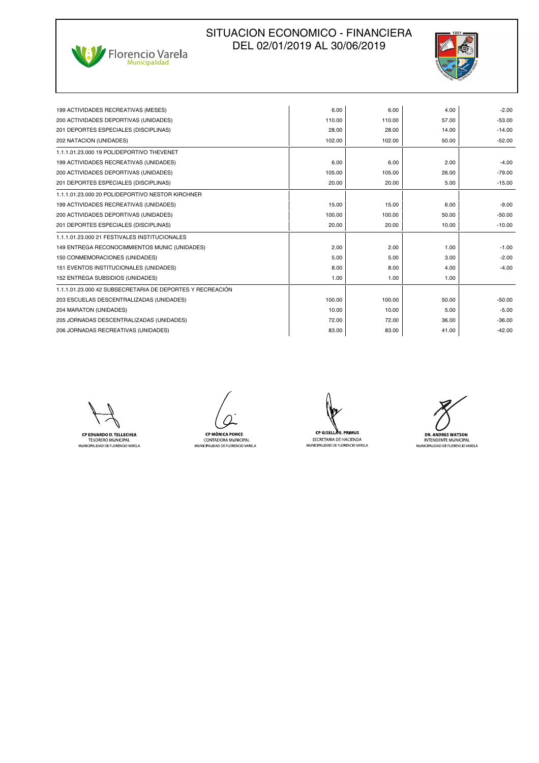# SITUACION ECONOMICO - FINANCIERA
## DEL 02/01/2019 AL 30/06/2019

| | | | | |
|---|---|---|---|---|
| 199 ACTIVIDADES RECREATIVAS (MESES) | 6.00 | 6.00 | 4.00 | -2.00 |
| 200 ACTIVIDADES DEPORTIVAS (UNIDADES) | 110.00 | 110.00 | 57.00 | -53.00 |
| 201 DEPORTES ESPECIALES (DISCIPLINAS) | 28.00 | 28.00 | 14.00 | -14.00 |
| 202 NATACION (UNIDADES) | 102.00 | 102.00 | 50.00 | -52.00 |
| 1.1.1.01.23.000 19 POLIDEPORTIVO THEVENET | | | | |
| 199 ACTIVIDADES RECREATIVAS (UNIDADES) | 6.00 | 6.00 | 2.00 | -4.00 |
| 200 ACTIVIDADES DEPORTIVAS (UNIDADES) | 105.00 | 105.00 | 26.00 | -79.00 |
| 201 DEPORTES ESPECIALES (DISCIPLINAS) | 20.00 | 20.00 | 5.00 | -15.00 |
| 1.1.1.01.23.000 20 POLIDEPORTIVO NESTOR KIRCHNER | | | | |
| 199 ACTIVIDADES RECREATIVAS (UNIDADES) | 15.00 | 15.00 | 6.00 | -9.00 |
| 200 ACTIVIDADES DEPORTIVAS (UNIDADES) | 100.00 | 100.00 | 50.00 | -50.00 |
| 201 DEPORTES ESPECIALES (DISCIPLINAS) | 20.00 | 20.00 | 10.00 | -10.00 |
| 1.1.1.01.23.000 21 FESTIVALES INSTITUCIONALES | | | | |
| 149 ENTREGA RECONOCIMMIENTOS MUNIC (UNIDADES) | 2.00 | 2.00 | 1.00 | -1.00 |
| 150 CONMEMORACIONES (UNIDADES) | 5.00 | 5.00 | 3.00 | -2.00 |
| 151 EVENTOS INSTITUCIONALES (UNIDADES) | 8.00 | 8.00 | 4.00 | -4.00 |
| 152 ENTREGA SUBSIDIOS (UNIDADES) | 1.00 | 1.00 | 1.00 | |
| 1.1.1.01.23.000 42 SUBSECRETARIA DE DEPORTES Y RECREACIÓN | | | | |
| 203 ESCUELAS DESCENTRALIZADAS (UNIDADES) | 100.00 | 100.00 | 50.00 | -50.00 |
| 204 MARATON (UNIDADES) | 10.00 | 10.00 | 5.00 | -5.00 |
| 205 JORNADAS DESCENTRALIZADAS (UNIDADES) | 72.00 | 72.00 | 36.00 | -36.00 |
| 206 JORNADAS RECREATIVAS (UNIDADES) | 83.00 | 83.00 | 41.00 | -42.00 |

**CP EDUARDO D. TELLECHEA**
TESORERO MUNICIPAL
MUNICIPALIDAD DE FLORENCIO VARELA

**CP MÒNICA PONCE**
CONTADORA MUNICIPAL
MUNICIPALIDAD DE FLORENCIO VARELA

**CP GISELLA E. PRIMUS**
SECRETARIA DE HACIENDA
MUNICIPALIDAD DE FLORENCIO VARELA

**DR. ANDRES WATSON**
INTENDENTE MUNICIPAL
MUNICIPALIDAD DE FLORENCIO VARELA